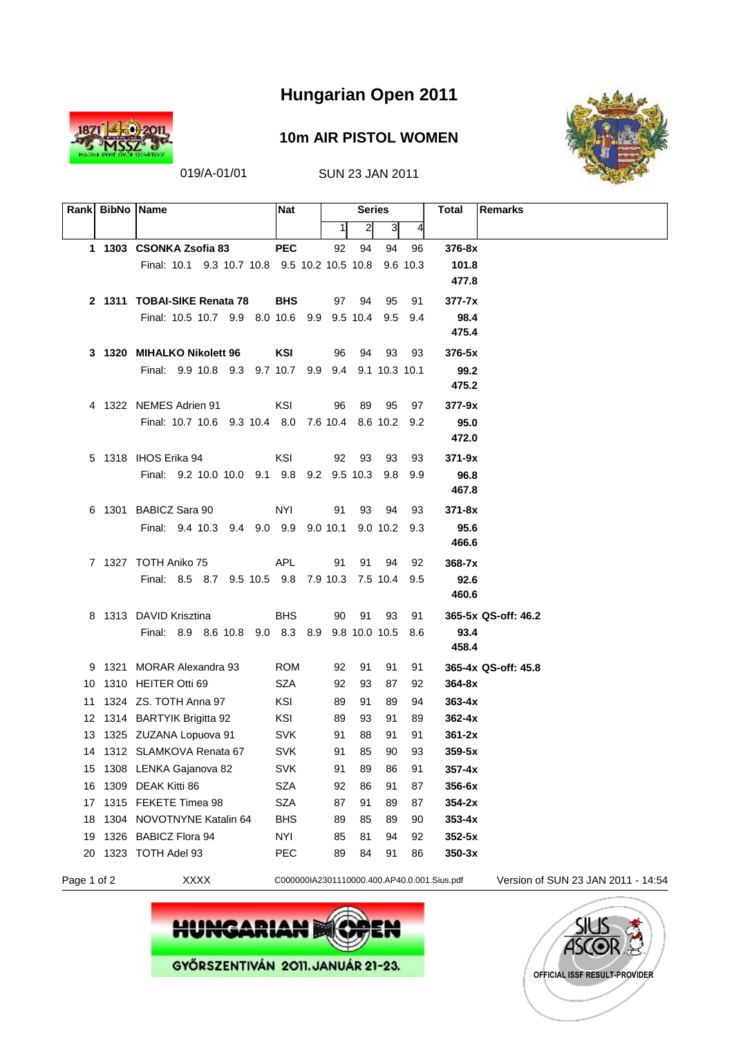# Hungarian Open 2011

## 10m AIR PISTOL WOMEN

019/A-01/01 SUN 23 JAN 2011

| Rank | BibNo | Name | Nat | Series 1 | 2 | 3 | 4 | Total | Remarks |
|---|---|---|---|---|---|---|---|---|---|
| **1** | **1303** | **CSONKA Zsofia 83** | **PEC** | 92 | 94 | 94 | 96 | **376-8x** | |
| | | Final: 10.1 9.3 10.7 10.8 9.5 10.2 10.5 10.8 9.6 10.3 | | | | | | **101.8** | |
| | | | | | | | | **477.8** | |
| **2** | **1311** | **TOBAI-SIKE Renata 78** | **BHS** | 97 | 94 | 95 | 91 | **377-7x** | |
| | | Final: 10.5 10.7 9.9 8.0 10.6 9.9 9.5 10.4 9.5 9.4 | | | | | | **98.4** | |
| | | | | | | | | **475.4** | |
| **3** | **1320** | **MIHALKO Nikolett 96** | **KSI** | 96 | 94 | 93 | 93 | **376-5x** | |
| | | Final: 9.9 10.8 9.3 9.7 10.7 9.9 9.4 9.1 10.3 10.1 | | | | | | **99.2** | |
| | | | | | | | | **475.2** | |
| 4 | 1322 | NEMES Adrien 91 | KSI | 96 | 89 | 95 | 97 | **377-9x** | |
| | | Final: 10.7 10.6 9.3 10.4 8.0 7.6 10.4 8.6 10.2 9.2 | | | | | | **95.0** | |
| | | | | | | | | **472.0** | |
| 5 | 1318 | IHOS Erika 94 | KSI | 92 | 93 | 93 | 93 | **371-9x** | |
| | | Final: 9.2 10.0 10.0 9.1 9.8 9.2 9.5 10.3 9.8 9.9 | | | | | | **96.8** | |
| | | | | | | | | **467.8** | |
| 6 | 1301 | BABICZ Sara 90 | NYI | 91 | 93 | 94 | 93 | **371-8x** | |
| | | Final: 9.4 10.3 9.4 9.0 9.9 9.0 10.1 9.0 10.2 9.3 | | | | | | **95.6** | |
| | | | | | | | | **466.6** | |
| 7 | 1327 | TOTH Aniko 75 | APL | 91 | 91 | 94 | 92 | **368-7x** | |
| | | Final: 8.5 8.7 9.5 10.5 9.8 7.9 10.3 7.5 10.4 9.5 | | | | | | **92.6** | |
| | | | | | | | | **460.6** | |
| 8 | 1313 | DAVID Krisztina | BHS | 90 | 91 | 93 | 91 | **365-5x** | **QS-off: 46.2** |
| | | Final: 8.9 8.6 10.8 9.0 8.3 8.9 9.8 10.0 10.5 8.6 | | | | | | **93.4** | |
| | | | | | | | | **458.4** | |
| 9 | 1321 | MORAR Alexandra 93 | ROM | 92 | 91 | 91 | 91 | **365-4x** | **QS-off: 45.8** |
| 10 | 1310 | HEITER Otti 69 | SZA | 92 | 93 | 87 | 92 | **364-8x** | |
| 11 | 1324 | ZS. TOTH Anna 97 | KSI | 89 | 91 | 89 | 94 | **363-4x** | |
| 12 | 1314 | BARTYIK Brigitta 92 | KSI | 89 | 93 | 91 | 89 | **362-4x** | |
| 13 | 1325 | ZUZANA Lopuova 91 | SVK | 91 | 88 | 91 | 91 | **361-2x** | |
| 14 | 1312 | SLAMKOVA Renata 67 | SVK | 91 | 85 | 90 | 93 | **359-5x** | |
| 15 | 1308 | LENKA Gajanova 82 | SVK | 91 | 89 | 86 | 91 | **357-4x** | |
| 16 | 1309 | DEAK Kitti 86 | SZA | 92 | 86 | 91 | 87 | **356-6x** | |
| 17 | 1315 | FEKETE Timea 98 | SZA | 87 | 91 | 89 | 87 | **354-2x** | |
| 18 | 1304 | NOVOTNYNE Katalin 64 | BHS | 89 | 85 | 89 | 90 | **353-4x** | |
| 19 | 1326 | BABICZ Flora 94 | NYI | 85 | 81 | 94 | 92 | **352-5x** | |
| 20 | 1323 | TOTH Adel 93 | PEC | 89 | 84 | 91 | 86 | **350-3x** | |

XXXX C000000IA2301110000.400.AP40.0.001.Sius.pdf Version of SUN 23 JAN 2011 - 14:54

GYŐRSZENTIVÁN 2011. JANUÁR 21-23.

OFFICIAL ISSF RESULT-PROVIDER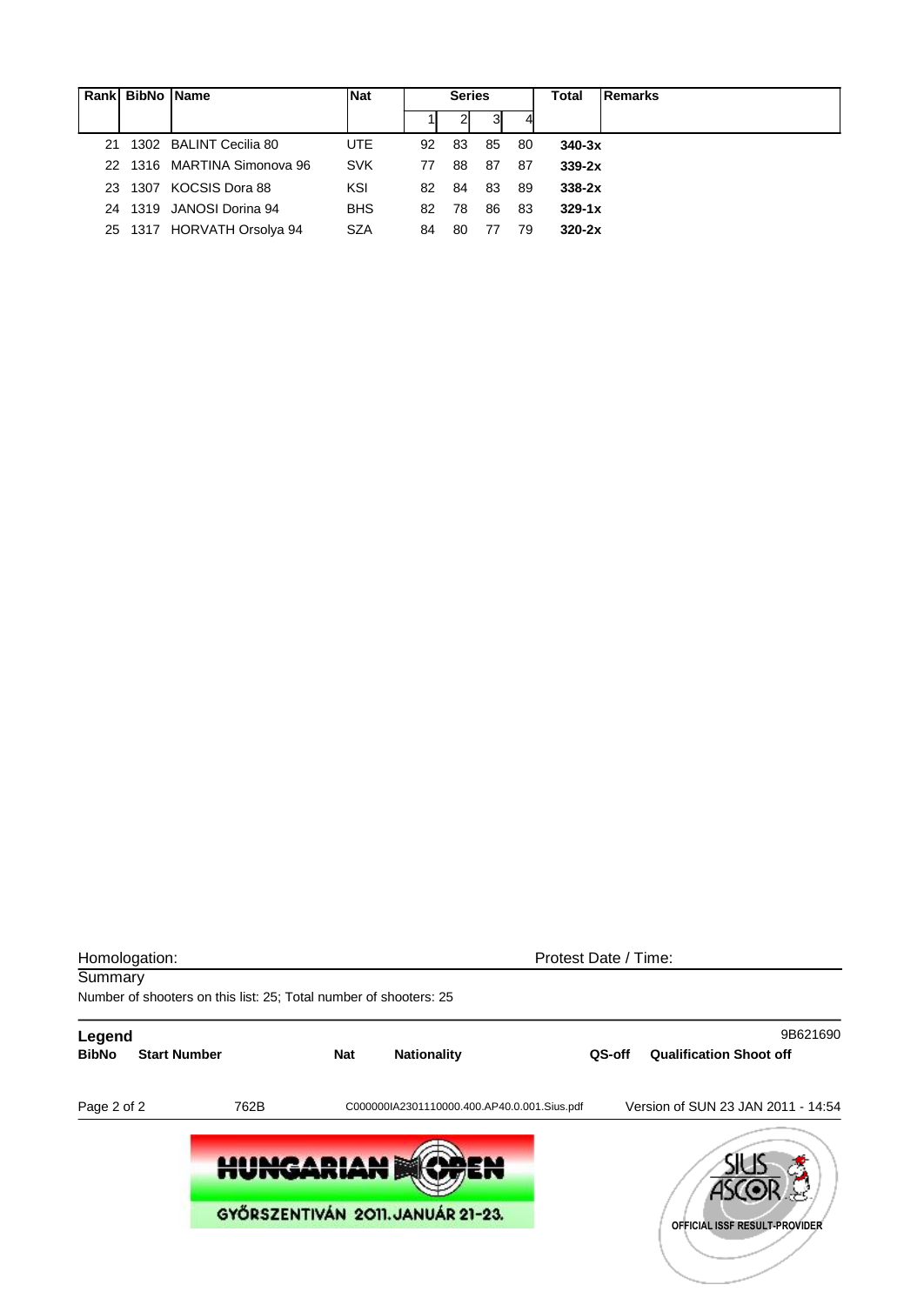| Rank | BibNo | Name | Nat | Series | | | | Total | Remarks |
|---|---|---|---|---|---|---|---|---|---|
| | | | | 1 | 2 | 3 | 4 | | |
| 21 | 1302 | BALINT Cecilia 80 | UTE | 92 | 83 | 85 | 80 | **340-3x** | |
| 22 | 1316 | MARTINA Simonova 96 | SVK | 77 | 88 | 87 | 87 | **339-2x** | |
| 23 | 1307 | KOCSIS Dora 88 | KSI | 82 | 84 | 83 | 89 | **338-2x** | |
| 24 | 1319 | JANOSI Dorina 94 | BHS | 82 | 78 | 86 | 83 | **329-1x** | |
| 25 | 1317 | HORVATH Orsolya 94 | SZA | 84 | 80 | 77 | 79 | **320-2x** | |

Homologation: Protest Date / Time:

Summary

Number of shooters on this list: 25; Total number of shooters: 25

**Legend** 9B621690

| **BibNo** | **Start Number** | **Nat** | **Nationality** | **QS-off** | **Qualification Shoot off** |
|---|---|---|---|---|---|

762B C000000IA2301110000.400.AP40.0.001.Sius.pdf Version of SUN 23 JAN 2011 - 14:54

HUNGARIAN OPEN

GYŐRSZENTIVÁN 2011. JANUÁR 21-23.

SIUS ASCOR

OFFICIAL ISSF RESULT-PROVIDER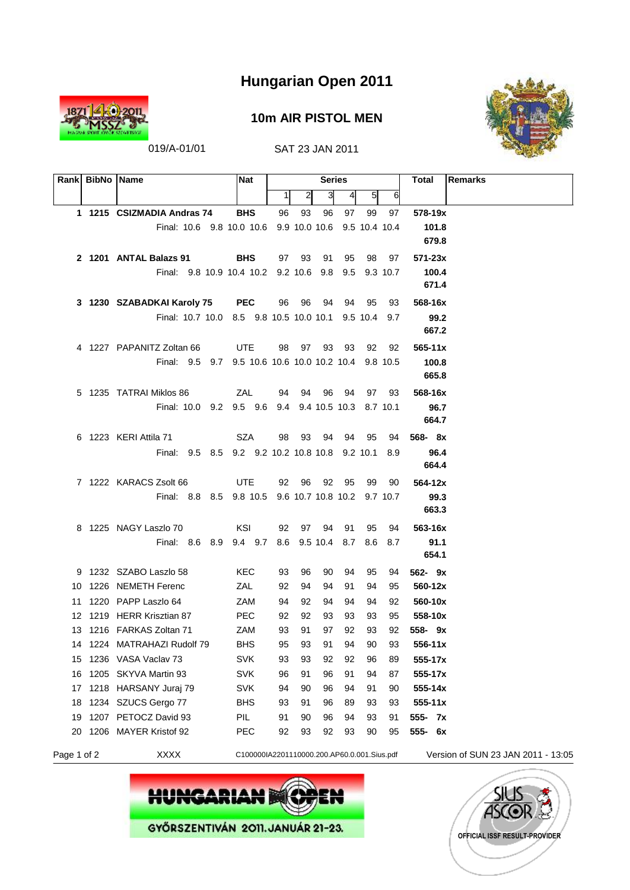# Hungarian Open 2011

## 10m AIR PISTOL MEN

019/A-01/01 SAT 23 JAN 2011

| Rank | BibNo | Name | Nat | Series 1 | 2 | 3 | 4 | 5 | 6 | Total | Remarks |
|---|---|---|---|---|---|---|---|---|---|---|---|
| **1** | **1215** | **CSIZMADIA Andras 74** | **BHS** | 96 | 93 | 96 | 97 | 99 | 97 | **578-19x** | |
| | | Final: 10.6 9.8 10.0 10.6 | | 9.9 | 10.0 | 10.6 | 9.5 | 10.4 | 10.4 | **101.8** | |
| | | | | | | | | | | **679.8** | |
| **2** | **1201** | **ANTAL Balazs 91** | **BHS** | 97 | 93 | 91 | 95 | 98 | 97 | **571-23x** | |
| | | Final: 9.8 10.9 10.4 10.2 | | 9.2 | 10.6 | 9.8 | 9.5 | 9.3 | 10.7 | **100.4** | |
| | | | | | | | | | | **671.4** | |
| **3** | **1230** | **SZABADKAI Karoly 75** | **PEC** | 96 | 96 | 94 | 94 | 95 | 93 | **568-16x** | |
| | | Final: 10.7 10.0 8.5 9.8 | | 10.5 | 10.0 | 10.1 | 9.5 | 10.4 | 9.7 | **99.2** | |
| | | | | | | | | | | **667.2** | |
| 4 | 1227 | PAPANITZ Zoltan 66 | UTE | 98 | 97 | 93 | 93 | 92 | 92 | **565-11x** | |
| | | Final: 9.5 9.7 9.5 10.6 | | 10.6 | 10.0 | 10.2 | 10.4 | 9.8 | 10.5 | **100.8** | |
| | | | | | | | | | | **665.8** | |
| 5 | 1235 | TATRAI Miklos 86 | ZAL | 94 | 94 | 96 | 94 | 97 | 93 | **568-16x** | |
| | | Final: 10.0 9.2 9.5 9.6 | | 9.4 | 9.4 | 10.5 | 10.3 | 8.7 | 10.1 | **96.7** | |
| | | | | | | | | | | **664.7** | |
| 6 | 1223 | KERI Attila 71 | SZA | 98 | 93 | 94 | 94 | 95 | 94 | **568- 8x** | |
| | | Final: 9.5 8.5 9.2 9.2 | | 10.2 | 10.8 | 10.8 | 9.2 | 10.1 | 8.9 | **96.4** | |
| | | | | | | | | | | **664.4** | |
| 7 | 1222 | KARACS Zsolt 66 | UTE | 92 | 96 | 92 | 95 | 99 | 90 | **564-12x** | |
| | | Final: 8.8 8.5 9.8 10.5 | | 9.6 | 10.7 | 10.8 | 10.2 | 9.7 | 10.7 | **99.3** | |
| | | | | | | | | | | **663.3** | |
| 8 | 1225 | NAGY Laszlo 70 | KSI | 92 | 97 | 94 | 91 | 95 | 94 | **563-16x** | |
| | | Final: 8.6 8.9 9.4 9.7 | | 8.6 | 9.5 | 10.4 | 8.7 | 8.6 | 8.7 | **91.1** | |
| | | | | | | | | | | **654.1** | |
| 9 | 1232 | SZABO Laszlo 58 | KEC | 93 | 96 | 90 | 94 | 95 | 94 | **562- 9x** | |
| 10 | 1226 | NEMETH Ferenc | ZAL | 92 | 94 | 94 | 91 | 94 | 95 | **560-12x** | |
| 11 | 1220 | PAPP Laszlo 64 | ZAM | 94 | 92 | 94 | 94 | 94 | 92 | **560-10x** | |
| 12 | 1219 | HERR Krisztian 87 | PEC | 92 | 92 | 93 | 93 | 93 | 95 | **558-10x** | |
| 13 | 1216 | FARKAS Zoltan 71 | ZAM | 93 | 91 | 97 | 92 | 93 | 92 | **558- 9x** | |
| 14 | 1224 | MATRAHAZI Rudolf 79 | BHS | 95 | 93 | 91 | 94 | 90 | 93 | **556-11x** | |
| 15 | 1236 | VASA Vaclav 73 | SVK | 93 | 93 | 92 | 92 | 96 | 89 | **555-17x** | |
| 16 | 1205 | SKYVA Martin 93 | SVK | 96 | 91 | 96 | 91 | 94 | 87 | **555-17x** | |
| 17 | 1218 | HARSANY Juraj 79 | SVK | 94 | 90 | 96 | 94 | 91 | 90 | **555-14x** | |
| 18 | 1234 | SZUCS Gergo 77 | BHS | 93 | 91 | 96 | 89 | 93 | 93 | **555-11x** | |
| 19 | 1207 | PETOCZ David 93 | PIL | 91 | 90 | 96 | 94 | 93 | 91 | **555- 7x** | |
| 20 | 1206 | MAYER Kristof 92 | PEC | 92 | 93 | 92 | 93 | 90 | 95 | **555- 6x** | |

XXXX    C100000IA2201110000.200.AP60.0.001.Sius.pdf    Version of SUN 23 JAN 2011 - 13:05

HUNGARIAN OPEN
GYŐRSZENTIVÁN 2011. JANUÁR 21-23.

OFFICIAL ISSF RESULT-PROVIDER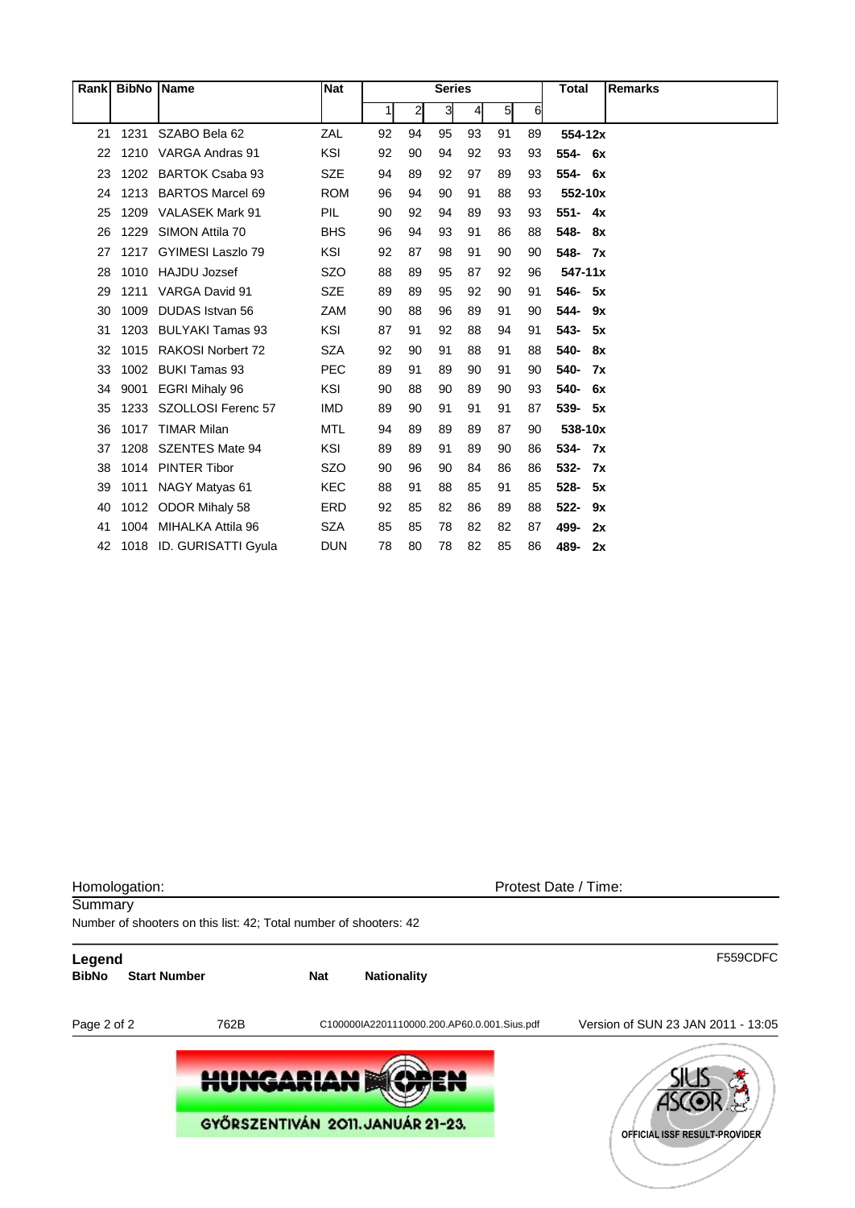| Rank | BibNo | Name | Nat | Series | | | | | | Total | Remarks |
|---|---|---|---|---|---|---|---|---|---|---|---|
| | | | | 1 | 2 | 3 | 4 | 5 | 6 | | |
| 21 | 1231 | SZABO Bela 62 | ZAL | 92 | 94 | 95 | 93 | 91 | 89 | **554-12x** | |
| 22 | 1210 | VARGA Andras 91 | KSI | 92 | 90 | 94 | 92 | 93 | 93 | **554- 6x** | |
| 23 | 1202 | BARTOK Csaba 93 | SZE | 94 | 89 | 92 | 97 | 89 | 93 | **554- 6x** | |
| 24 | 1213 | BARTOS Marcel 69 | ROM | 96 | 94 | 90 | 91 | 88 | 93 | **552-10x** | |
| 25 | 1209 | VALASEK Mark 91 | PIL | 90 | 92 | 94 | 89 | 93 | 93 | **551- 4x** | |
| 26 | 1229 | SIMON Attila 70 | BHS | 96 | 94 | 93 | 91 | 86 | 88 | **548- 8x** | |
| 27 | 1217 | GYIMESI Laszlo 79 | KSI | 92 | 87 | 98 | 91 | 90 | 90 | **548- 7x** | |
| 28 | 1010 | HAJDU Jozsef | SZO | 88 | 89 | 95 | 87 | 92 | 96 | **547-11x** | |
| 29 | 1211 | VARGA David 91 | SZE | 89 | 89 | 95 | 92 | 90 | 91 | **546- 5x** | |
| 30 | 1009 | DUDAS Istvan 56 | ZAM | 90 | 88 | 96 | 89 | 91 | 90 | **544- 9x** | |
| 31 | 1203 | BULYAKI Tamas 93 | KSI | 87 | 91 | 92 | 88 | 94 | 91 | **543- 5x** | |
| 32 | 1015 | RAKOSI Norbert 72 | SZA | 92 | 90 | 91 | 88 | 91 | 88 | **540- 8x** | |
| 33 | 1002 | BUKI Tamas 93 | PEC | 89 | 91 | 89 | 90 | 91 | 90 | **540- 7x** | |
| 34 | 9001 | EGRI Mihaly 96 | KSI | 90 | 88 | 90 | 89 | 90 | 93 | **540- 6x** | |
| 35 | 1233 | SZOLLOSI Ferenc 57 | IMD | 89 | 90 | 91 | 91 | 91 | 87 | **539- 5x** | |
| 36 | 1017 | TIMAR Milan | MTL | 94 | 89 | 89 | 89 | 87 | 90 | **538-10x** | |
| 37 | 1208 | SZENTES Mate 94 | KSI | 89 | 89 | 91 | 89 | 90 | 86 | **534- 7x** | |
| 38 | 1014 | PINTER Tibor | SZO | 90 | 96 | 90 | 84 | 86 | 86 | **532- 7x** | |
| 39 | 1011 | NAGY Matyas 61 | KEC | 88 | 91 | 88 | 85 | 91 | 85 | **528- 5x** | |
| 40 | 1012 | ODOR Mihaly 58 | ERD | 92 | 85 | 82 | 86 | 89 | 88 | **522- 9x** | |
| 41 | 1004 | MIHALKA Attila 96 | SZA | 85 | 85 | 78 | 82 | 82 | 87 | **499- 2x** | |
| 42 | 1018 | ID. GURISATTI Gyula | DUN | 78 | 80 | 78 | 82 | 85 | 86 | **489- 2x** | |

Homologation: Protest Date / Time:

Summary

Number of shooters on this list: 42; Total number of shooters: 42

**Legend** F559CDFC

| **BibNo** | **Start Number** | **Nat** | **Nationality** |
|---|---|---|---|

762B C100000IA2201110000.200.AP60.0.001.Sius.pdf Version of SUN 23 JAN 2011 - 13:05

HUNGARIAN OPEN

GYŐRSZENTIVÁN 2011. JANUÁR 21-23.

SIUS ASCOR OFFICIAL ISSF RESULT-PROVIDER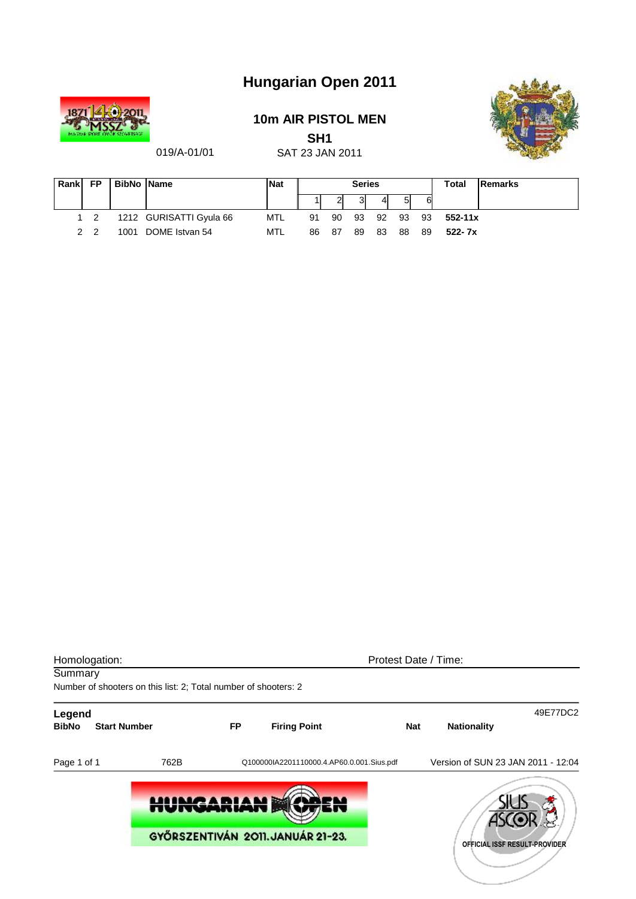# Hungarian Open 2011

## 10m AIR PISTOL MEN

### SH1

019/A-01/01

SAT 23 JAN 2011

| Rank | FP | BibNo | Name | Nat | Series | | | | | | Total | Remarks |
|---|---|---|---|---|---|---|---|---|---|---|---|---|
| | | | | | 1 | 2 | 3 | 4 | 5 | 6 | | |
| 1 | 2 | 1212 | GURISATTI Gyula 66 | MTL | 91 | 90 | 93 | 92 | 93 | 93 | **552-11x** | |
| 2 | 2 | 1001 | DOME Istvan 54 | MTL | 86 | 87 | 89 | 83 | 88 | 89 | **522- 7x** | |

Homologation: Protest Date / Time:

Summary

Number of shooters on this list: 2; Total number of shooters: 2

**Legend** 49E77DC2

**BibNo** **Start Number** **FP** **Firing Point** **Nat** **Nationality**

762B Q100000IA2201110000.4.AP60.0.001.Sius.pdf Version of SUN 23 JAN 2011 - 12:04

HUNGARIAN OPEN

GYŐRSZENTIVÁN 2011. JANUÁR 21-23.

SIUS ASCOR OFFICIAL ISSF RESULT-PROVIDER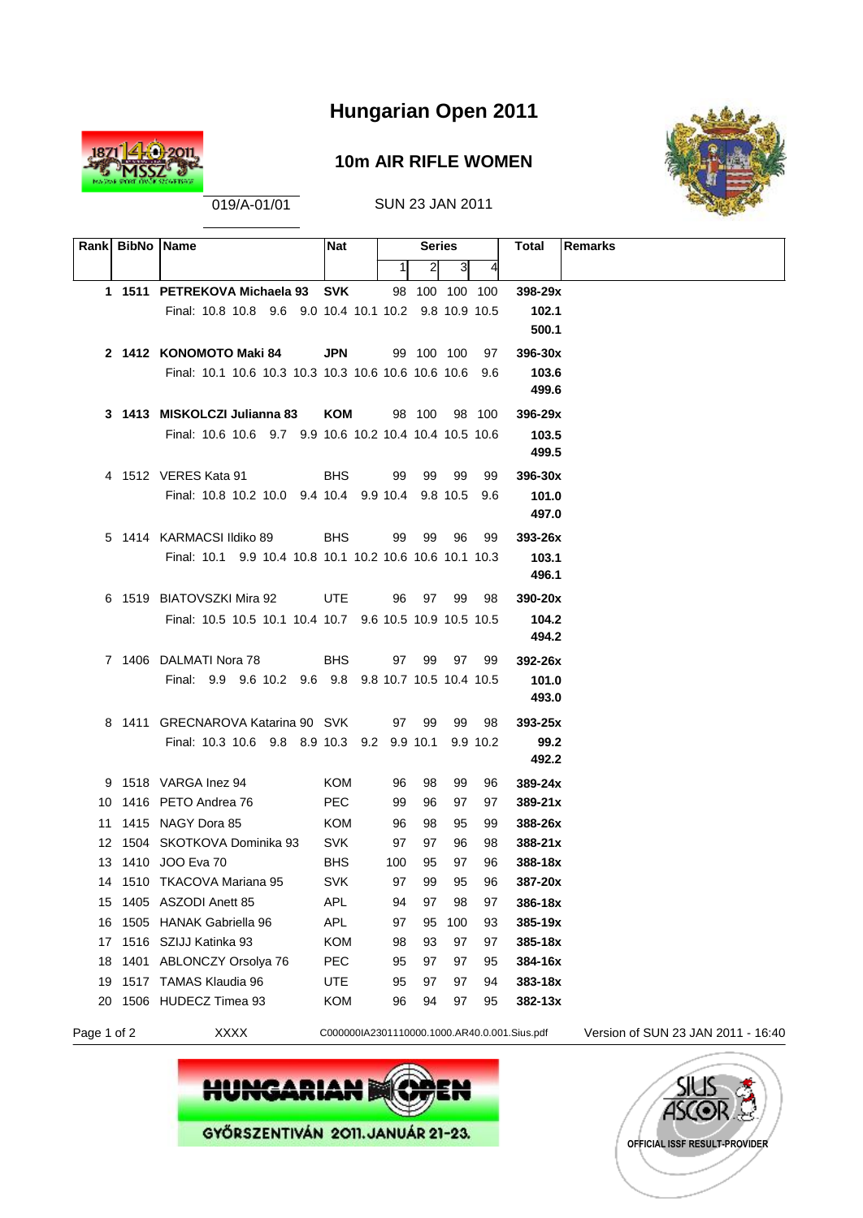# Hungarian Open 2011

## 10m AIR RIFLE WOMEN

019/A-01/01

SUN 23 JAN 2011

| Rank | BibNo | Name | Nat | Series 1 | 2 | 3 | 4 | Total | Remarks |
|---|---|---|---|---|---|---|---|---|---|
| **1** | **1511** | **PETREKOVA Michaela 93** | **SVK** | 98 | 100 | 100 | 100 | **398-29x** | |
| | | Final: 10.8 10.8 9.6 9.0 10.4 10.1 10.2 9.8 10.9 10.5 | | | | | | **102.1** | |
| | | | | | | | | **500.1** | |
| **2** | **1412** | **KONOMOTO Maki 84** | **JPN** | 99 | 100 | 100 | 97 | **396-30x** | |
| | | Final: 10.1 10.6 10.3 10.3 10.3 10.6 10.6 10.6 10.6 9.6 | | | | | | **103.6** | |
| | | | | | | | | **499.6** | |
| **3** | **1413** | **MISKOLCZI Julianna 83** | **KOM** | 98 | 100 | 98 | 100 | **396-29x** | |
| | | Final: 10.6 10.6 9.7 9.9 10.6 10.2 10.4 10.4 10.5 10.6 | | | | | | **103.5** | |
| | | | | | | | | **499.5** | |
| 4 | 1512 | VERES Kata 91 | BHS | 99 | 99 | 99 | 99 | **396-30x** | |
| | | Final: 10.8 10.2 10.0 9.4 10.4 9.9 10.4 9.8 10.5 9.6 | | | | | | **101.0** | |
| | | | | | | | | **497.0** | |
| 5 | 1414 | KARMACSI Ildiko 89 | BHS | 99 | 99 | 96 | 99 | **393-26x** | |
| | | Final: 10.1 9.9 10.4 10.8 10.1 10.2 10.6 10.6 10.1 10.3 | | | | | | **103.1** | |
| | | | | | | | | **496.1** | |
| 6 | 1519 | BIATOVSZKI Mira 92 | UTE | 96 | 97 | 99 | 98 | **390-20x** | |
| | | Final: 10.5 10.5 10.1 10.4 10.7 9.6 10.5 10.9 10.5 10.5 | | | | | | **104.2** | |
| | | | | | | | | **494.2** | |
| 7 | 1406 | DALMATI Nora 78 | BHS | 97 | 99 | 97 | 99 | **392-26x** | |
| | | Final: 9.9 9.6 10.2 9.6 9.8 9.8 10.7 10.5 10.4 10.5 | | | | | | **101.0** | |
| | | | | | | | | **493.0** | |
| 8 | 1411 | GRECNAROVA Katarina 90 | SVK | 97 | 99 | 99 | 98 | **393-25x** | |
| | | Final: 10.3 10.6 9.8 8.9 10.3 9.2 9.9 10.1 9.9 10.2 | | | | | | **99.2** | |
| | | | | | | | | **492.2** | |
| 9 | 1518 | VARGA Inez 94 | KOM | 96 | 98 | 99 | 96 | **389-24x** | |
| 10 | 1416 | PETO Andrea 76 | PEC | 99 | 96 | 97 | 97 | **389-21x** | |
| 11 | 1415 | NAGY Dora 85 | KOM | 96 | 98 | 95 | 99 | **388-26x** | |
| 12 | 1504 | SKOTKOVA Dominika 93 | SVK | 97 | 97 | 96 | 98 | **388-21x** | |
| 13 | 1410 | JOO Eva 70 | BHS | 100 | 95 | 97 | 96 | **388-18x** | |
| 14 | 1510 | TKACOVA Mariana 95 | SVK | 97 | 99 | 95 | 96 | **387-20x** | |
| 15 | 1405 | ASZODI Anett 85 | APL | 94 | 97 | 98 | 97 | **386-18x** | |
| 16 | 1505 | HANAK Gabriella 96 | APL | 97 | 95 | 100 | 93 | **385-19x** | |
| 17 | 1516 | SZIJJ Katinka 93 | KOM | 98 | 93 | 97 | 97 | **385-18x** | |
| 18 | 1401 | ABLONCZY Orsolya 76 | PEC | 95 | 97 | 97 | 95 | **384-16x** | |
| 19 | 1517 | TAMAS Klaudia 96 | UTE | 95 | 97 | 97 | 94 | **383-18x** | |
| 20 | 1506 | HUDECZ Timea 93 | KOM | 96 | 94 | 97 | 95 | **382-13x** | |

XXXX    C000000IA2301110000.1000.AR40.0.001.Sius.pdf    Version of SUN 23 JAN 2011 - 16:40

HUNGARIAN OPEN
GYŐRSZENTIVÁN 2011. JANUÁR 21-23.

SIUS ASCOR
OFFICIAL ISSF RESULT-PROVIDER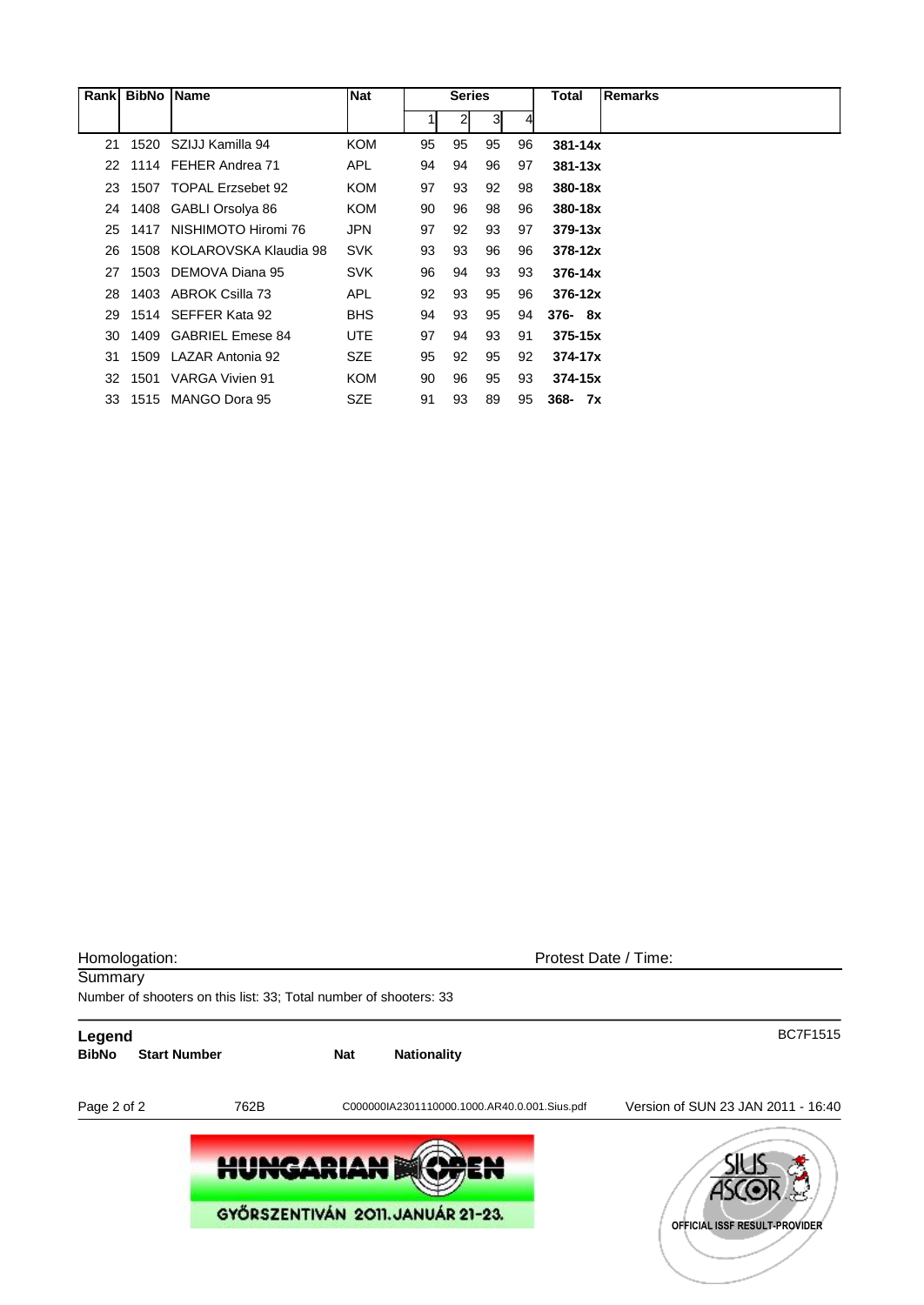| Rank | BibNo | Name | Nat | Series | | | | Total | Remarks |
|---|---|---|---|---|---|---|---|---|---|
| | | | | 1 | 2 | 3 | 4 | | |
| 21 | 1520 | SZIJJ Kamilla 94 | KOM | 95 | 95 | 95 | 96 | **381-14x** | |
| 22 | 1114 | FEHER Andrea 71 | APL | 94 | 94 | 96 | 97 | **381-13x** | |
| 23 | 1507 | TOPAL Erzsebet 92 | KOM | 97 | 93 | 92 | 98 | **380-18x** | |
| 24 | 1408 | GABLI Orsolya 86 | KOM | 90 | 96 | 98 | 96 | **380-18x** | |
| 25 | 1417 | NISHIMOTO Hiromi 76 | JPN | 97 | 92 | 93 | 97 | **379-13x** | |
| 26 | 1508 | KOLAROVSKA Klaudia 98 | SVK | 93 | 93 | 96 | 96 | **378-12x** | |
| 27 | 1503 | DEMOVA Diana 95 | SVK | 96 | 94 | 93 | 93 | **376-14x** | |
| 28 | 1403 | ABROK Csilla 73 | APL | 92 | 93 | 95 | 96 | **376-12x** | |
| 29 | 1514 | SEFFER Kata 92 | BHS | 94 | 93 | 95 | 94 | **376- 8x** | |
| 30 | 1409 | GABRIEL Emese 84 | UTE | 97 | 94 | 93 | 91 | **375-15x** | |
| 31 | 1509 | LAZAR Antonia 92 | SZE | 95 | 92 | 95 | 92 | **374-17x** | |
| 32 | 1501 | VARGA Vivien 91 | KOM | 90 | 96 | 95 | 93 | **374-15x** | |
| 33 | 1515 | MANGO Dora 95 | SZE | 91 | 93 | 89 | 95 | **368- 7x** | |

Homologation: Protest Date / Time:

Summary

Number of shooters on this list: 33; Total number of shooters: 33

**Legend** BC7F1515

**BibNo** **Start Number** **Nat** **Nationality**

762B C000000IA2301110000.1000.AR40.0.001.Sius.pdf Version of SUN 23 JAN 2011 - 16:40

HUNGARIAN OPEN

GYŐRSZENTIVÁN 2011. JANUÁR 21-23.

SIUS ASCOR OFFICIAL ISSF RESULT-PROVIDER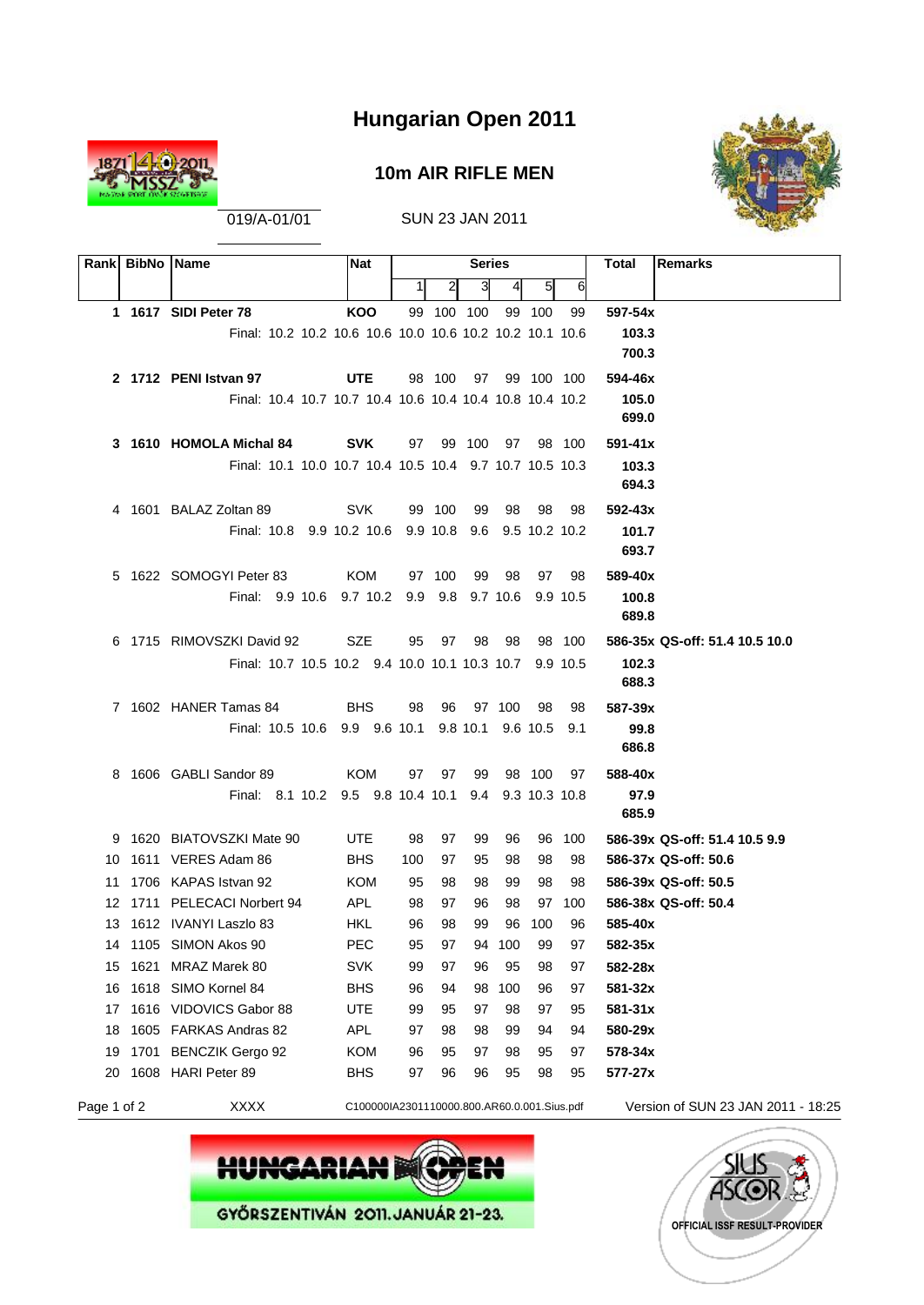# Hungarian Open 2011

## 10m AIR RIFLE MEN

019/A-01/01

SUN 23 JAN 2011

| Rank | BibNo | Name | Nat | 1 | 2 | 3 | 4 | 5 | 6 | Total | Remarks |
|---|---|---|---|---|---|---|---|---|---|---|---|
| **1** | **1617** | **SIDI Peter 78** | **KOO** | 99 | 100 | 100 | 99 | 100 | 99 | **597-54x** | |
| | | Final: 10.2 10.2 10.6 10.6 10.0 10.6 10.2 10.2 10.1 10.6 | | | | | | | | **103.3** | |
| | | | | | | | | | | **700.3** | |
| **2** | **1712** | **PENI Istvan 97** | **UTE** | 98 | 100 | 97 | 99 | 100 | 100 | **594-46x** | |
| | | Final: 10.4 10.7 10.7 10.4 10.6 10.4 10.4 10.8 10.4 10.2 | | | | | | | | **105.0** | |
| | | | | | | | | | | **699.0** | |
| **3** | **1610** | **HOMOLA Michal 84** | **SVK** | 97 | 99 | 100 | 97 | 98 | 100 | **591-41x** | |
| | | Final: 10.1 10.0 10.7 10.4 10.5 10.4 9.7 10.7 10.5 10.3 | | | | | | | | **103.3** | |
| | | | | | | | | | | **694.3** | |
| 4 | 1601 | BALAZ Zoltan 89 | SVK | 99 | 100 | 99 | 98 | 98 | 98 | **592-43x** | |
| | | Final: 10.8 9.9 10.2 10.6 9.9 10.8 9.6 9.5 10.2 10.2 | | | | | | | | **101.7** | |
| | | | | | | | | | | **693.7** | |
| 5 | 1622 | SOMOGYI Peter 83 | KOM | 97 | 100 | 99 | 98 | 97 | 98 | **589-40x** | |
| | | Final: 9.9 10.6 9.7 10.2 9.9 9.8 9.7 10.6 9.9 10.5 | | | | | | | | **100.8** | |
| | | | | | | | | | | **689.8** | |
| 6 | 1715 | RIMOVSZKI David 92 | SZE | 95 | 97 | 98 | 98 | 98 | 100 | **586-35x** | **QS-off: 51.4 10.5 10.0** |
| | | Final: 10.7 10.5 10.2 9.4 10.0 10.1 10.3 10.7 9.9 10.5 | | | | | | | | **102.3** | |
| | | | | | | | | | | **688.3** | |
| 7 | 1602 | HANER Tamas 84 | BHS | 98 | 96 | 97 | 100 | 98 | 98 | **587-39x** | |
| | | Final: 10.5 10.6 9.9 9.6 10.1 9.8 10.1 9.6 10.5 9.1 | | | | | | | | **99.8** | |
| | | | | | | | | | | **686.8** | |
| 8 | 1606 | GABLI Sandor 89 | KOM | 97 | 97 | 99 | 98 | 100 | 97 | **588-40x** | |
| | | Final: 8.1 10.2 9.5 9.8 10.4 10.1 9.4 9.3 10.3 10.8 | | | | | | | | **97.9** | |
| | | | | | | | | | | **685.9** | |
| 9 | 1620 | BIATOVSZKI Mate 90 | UTE | 98 | 97 | 99 | 96 | 96 | 100 | **586-39x** | **QS-off: 51.4 10.5 9.9** |
| 10 | 1611 | VERES Adam 86 | BHS | 100 | 97 | 95 | 98 | 98 | 98 | **586-37x** | **QS-off: 50.6** |
| 11 | 1706 | KAPAS Istvan 92 | KOM | 95 | 98 | 98 | 99 | 98 | 98 | **586-39x** | **QS-off: 50.5** |
| 12 | 1711 | PELECACI Norbert 94 | APL | 98 | 97 | 96 | 98 | 97 | 100 | **586-38x** | **QS-off: 50.4** |
| 13 | 1612 | IVANYI Laszlo 83 | HKL | 96 | 98 | 99 | 96 | 100 | 96 | **585-40x** | |
| 14 | 1105 | SIMON Akos 90 | PEC | 95 | 97 | 94 | 100 | 99 | 97 | **582-35x** | |
| 15 | 1621 | MRAZ Marek 80 | SVK | 99 | 97 | 96 | 95 | 98 | 97 | **582-28x** | |
| 16 | 1618 | SIMO Kornel 84 | BHS | 96 | 94 | 98 | 100 | 96 | 97 | **581-32x** | |
| 17 | 1616 | VIDOVICS Gabor 88 | UTE | 99 | 95 | 97 | 98 | 97 | 95 | **581-31x** | |
| 18 | 1605 | FARKAS Andras 82 | APL | 97 | 98 | 98 | 99 | 94 | 94 | **580-29x** | |
| 19 | 1701 | BENCZIK Gergo 92 | KOM | 96 | 95 | 97 | 98 | 95 | 97 | **578-34x** | |
| 20 | 1608 | HARI Peter 89 | BHS | 97 | 96 | 96 | 95 | 98 | 95 | **577-27x** | |

XXXX C100000IA2301110000.800.AR60.0.001.Sius.pdf Version of SUN 23 JAN 2011 - 18:25

HUNGARIAN OPEN
GYŐRSZENTIVÁN 2011. JANUÁR 21-23.

SIUS ASCOR OFFICIAL ISSF RESULT-PROVIDER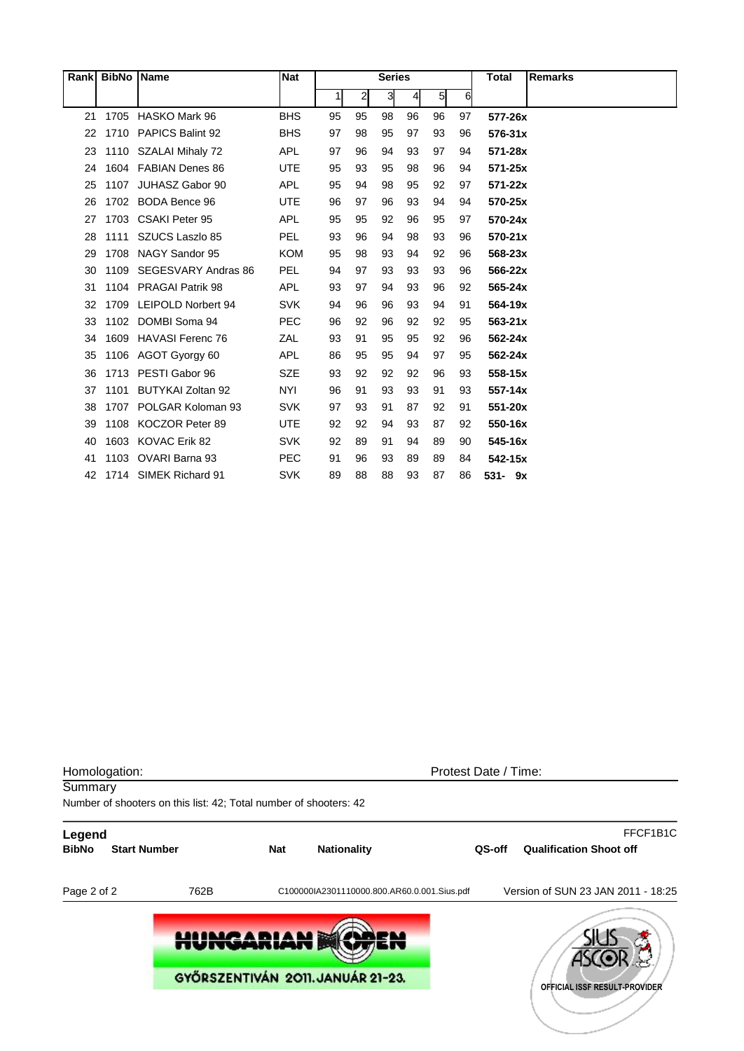| Rank | BibNo | Name | Nat | Series | | | | | | Total | Remarks |
|---|---|---|---|---|---|---|---|---|---|---|---|
| | | | | 1 | 2 | 3 | 4 | 5 | 6 | | |
| 21 | 1705 | HASKO Mark 96 | BHS | 95 | 95 | 98 | 96 | 96 | 97 | **577-26x** | |
| 22 | 1710 | PAPICS Balint 92 | BHS | 97 | 98 | 95 | 97 | 93 | 96 | **576-31x** | |
| 23 | 1110 | SZALAI Mihaly 72 | APL | 97 | 96 | 94 | 93 | 97 | 94 | **571-28x** | |
| 24 | 1604 | FABIAN Denes 86 | UTE | 95 | 93 | 95 | 98 | 96 | 94 | **571-25x** | |
| 25 | 1107 | JUHASZ Gabor 90 | APL | 95 | 94 | 98 | 95 | 92 | 97 | **571-22x** | |
| 26 | 1702 | BODA Bence 96 | UTE | 96 | 97 | 96 | 93 | 94 | 94 | **570-25x** | |
| 27 | 1703 | CSAKI Peter 95 | APL | 95 | 95 | 92 | 96 | 95 | 97 | **570-24x** | |
| 28 | 1111 | SZUCS Laszlo 85 | PEL | 93 | 96 | 94 | 98 | 93 | 96 | **570-21x** | |
| 29 | 1708 | NAGY Sandor 95 | KOM | 95 | 98 | 93 | 94 | 92 | 96 | **568-23x** | |
| 30 | 1109 | SEGESVARY Andras 86 | PEL | 94 | 97 | 93 | 93 | 93 | 96 | **566-22x** | |
| 31 | 1104 | PRAGAI Patrik 98 | APL | 93 | 97 | 94 | 93 | 96 | 92 | **565-24x** | |
| 32 | 1709 | LEIPOLD Norbert 94 | SVK | 94 | 96 | 96 | 93 | 94 | 91 | **564-19x** | |
| 33 | 1102 | DOMBI Soma 94 | PEC | 96 | 92 | 96 | 92 | 92 | 95 | **563-21x** | |
| 34 | 1609 | HAVASI Ferenc 76 | ZAL | 93 | 91 | 95 | 95 | 92 | 96 | **562-24x** | |
| 35 | 1106 | AGOT Gyorgy 60 | APL | 86 | 95 | 95 | 94 | 97 | 95 | **562-24x** | |
| 36 | 1713 | PESTI Gabor 96 | SZE | 93 | 92 | 92 | 92 | 96 | 93 | **558-15x** | |
| 37 | 1101 | BUTYKAI Zoltan 92 | NYI | 96 | 91 | 93 | 93 | 91 | 93 | **557-14x** | |
| 38 | 1707 | POLGAR Koloman 93 | SVK | 97 | 93 | 91 | 87 | 92 | 91 | **551-20x** | |
| 39 | 1108 | KOCZOR Peter 89 | UTE | 92 | 92 | 94 | 93 | 87 | 92 | **550-16x** | |
| 40 | 1603 | KOVAC Erik 82 | SVK | 92 | 89 | 91 | 94 | 89 | 90 | **545-16x** | |
| 41 | 1103 | OVARI Barna 93 | PEC | 91 | 96 | 93 | 89 | 89 | 84 | **542-15x** | |
| 42 | 1714 | SIMEK Richard 91 | SVK | 89 | 88 | 88 | 93 | 87 | 86 | **531- 9x** | |

Homologation: Protest Date / Time:

Summary

Number of shooters on this list: 42; Total number of shooters: 42

**Legend** FFCF1B1C

| BibNo | Start Number | Nat | Nationality | QS-off | Qualification Shoot off |
|---|---|---|---|---|---|

762B C100000IA2301110000.800.AR60.0.001.Sius.pdf Version of SUN 23 JAN 2011 - 18:25

HUNGARIAN OPEN
GYŐRSZENTIVÁN 2011. JANUÁR 21-23.

SIUS ASCOR OFFICIAL ISSF RESULT-PROVIDER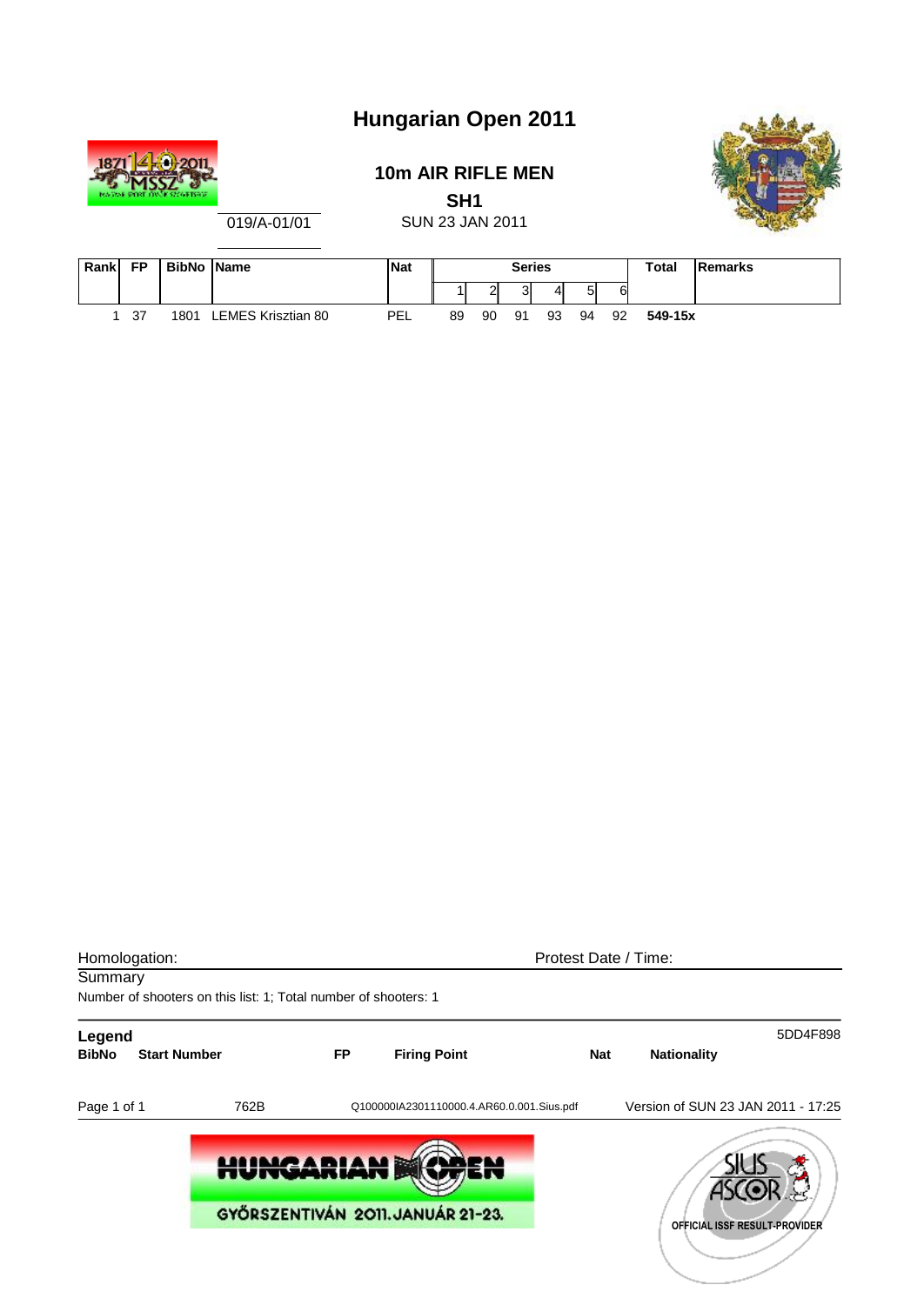# Hungarian Open 2011

## 10m AIR RIFLE MEN

### SH1

019/A-01/01

SUN 23 JAN 2011

| Rank | FP | BibNo | Name | Nat | Series 1 | 2 | 3 | 4 | 5 | 6 | Total | Remarks |
|---|---|---|---|---|---|---|---|---|---|---|---|---|
| 1 | 37 | 1801 | LEMES Krisztian 80 | PEL | 89 | 90 | 91 | 93 | 94 | 92 | **549-15x** | |

Homologation: Protest Date / Time:

Summary

Number of shooters on this list: 1; Total number of shooters: 1

**Legend** 5DD4F898

| | | | |
|---|---|---|---|
| **BibNo** | **Start Number** | **FP** | **Firing Point** |
| **Nat** | **Nationality** | | |

762B Q100000IA2301110000.4.AR60.0.001.Sius.pdf Version of SUN 23 JAN 2011 - 17:25

HUNGARIAN OPEN

GYŐRSZENTIVÁN 2011. JANUÁR 21-23.

SIUS ASCOR OFFICIAL ISSF RESULT-PROVIDER